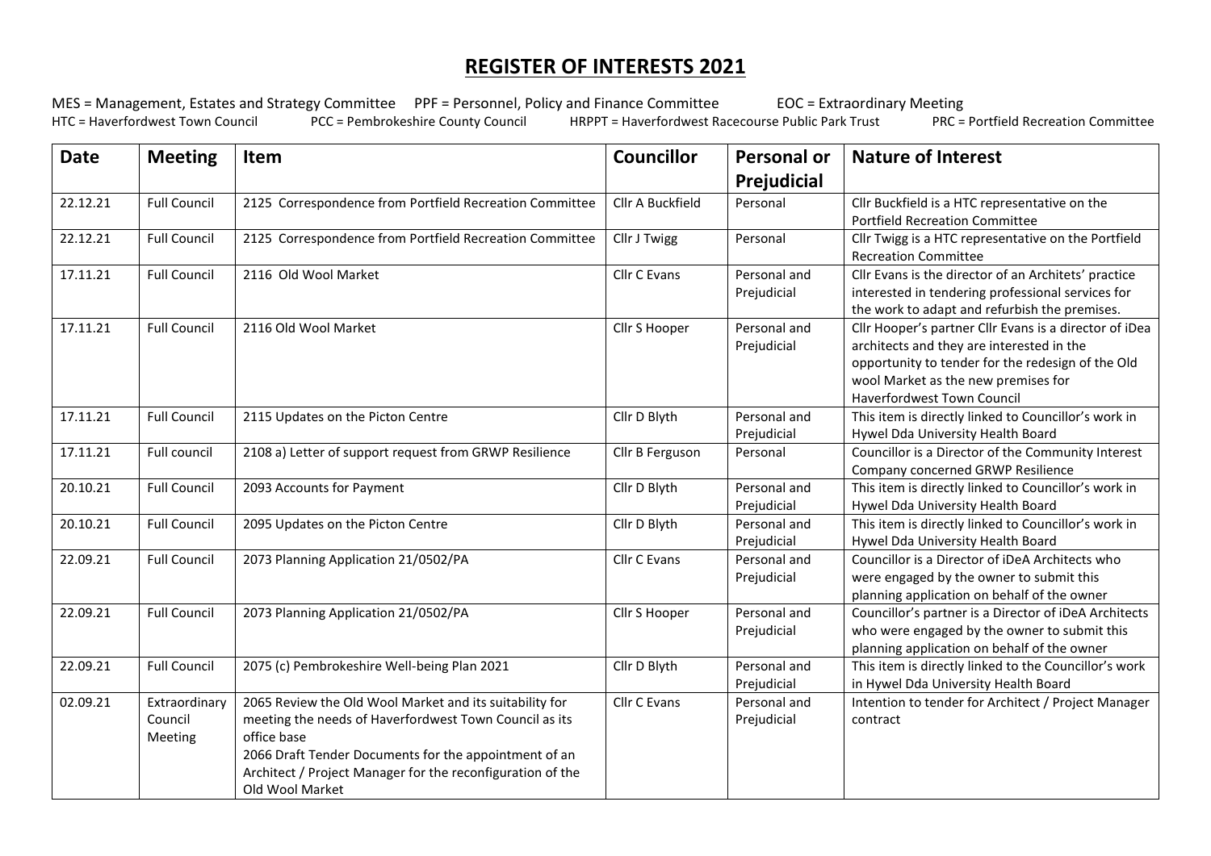# REGISTER OF INTERESTS 2021

MES = Management, Estates and Strategy Committee PPF = Personnel, Policy and Finance Committee EOC = Extraordinary Meeting
HTC = Haverfordwest Town Council PCC = Pembrokeshire County Council HRPPT = Haverfordwest Racecourse Public Park Trust PRC = Portfield Recreation Committee

| Date | Meeting | Item | Councillor | Personal or Prejudicial | Nature of Interest |
|---|---|---|---|---|---|
| 22.12.21 | Full Council | 2125 Correspondence from Portfield Recreation Committee | Cllr A Buckfield | Personal | Cllr Buckfield is a HTC representative on the Portfield Recreation Committee |
| 22.12.21 | Full Council | 2125 Correspondence from Portfield Recreation Committee | Cllr J Twigg | Personal | Cllr Twigg is a HTC representative on the Portfield Recreation Committee |
| 17.11.21 | Full Council | 2116 Old Wool Market | Cllr C Evans | Personal and Prejudicial | Cllr Evans is the director of an Architets' practice interested in tendering professional services for the work to adapt and refurbish the premises. |
| 17.11.21 | Full Council | 2116 Old Wool Market | Cllr S Hooper | Personal and Prejudicial | Cllr Hooper's partner Cllr Evans is a director of iDea architects and they are interested in the opportunity to tender for the redesign of the Old wool Market as the new premises for Haverfordwest Town Council |
| 17.11.21 | Full Council | 2115 Updates on the Picton Centre | Cllr D Blyth | Personal and Prejudicial | This item is directly linked to Councillor's work in Hywel Dda University Health Board |
| 17.11.21 | Full council | 2108 a) Letter of support request from GRWP Resilience | Cllr B Ferguson | Personal | Councillor is a Director of the Community Interest Company concerned GRWP Resilience |
| 20.10.21 | Full Council | 2093 Accounts for Payment | Cllr D Blyth | Personal and Prejudicial | This item is directly linked to Councillor's work in Hywel Dda University Health Board |
| 20.10.21 | Full Council | 2095 Updates on the Picton Centre | Cllr D Blyth | Personal and Prejudicial | This item is directly linked to Councillor's work in Hywel Dda University Health Board |
| 22.09.21 | Full Council | 2073 Planning Application 21/0502/PA | Cllr C Evans | Personal and Prejudicial | Councillor is a Director of iDeA Architects who were engaged by the owner to submit this planning application on behalf of the owner |
| 22.09.21 | Full Council | 2073 Planning Application 21/0502/PA | Cllr S Hooper | Personal and Prejudicial | Councillor's partner is a Director of iDeA Architects who were engaged by the owner to submit this planning application on behalf of the owner |
| 22.09.21 | Full Council | 2075 (c) Pembrokeshire Well-being Plan 2021 | Cllr D Blyth | Personal and Prejudicial | This item is directly linked to the Councillor's work in Hywel Dda University Health Board |
| 02.09.21 | Extraordinary Council Meeting | 2065 Review the Old Wool Market and its suitability for meeting the needs of Haverfordwest Town Council as its office base<br>2066 Draft Tender Documents for the appointment of an Architect / Project Manager for the reconfiguration of the Old Wool Market | Cllr C Evans | Personal and Prejudicial | Intention to tender for Architect / Project Manager contract |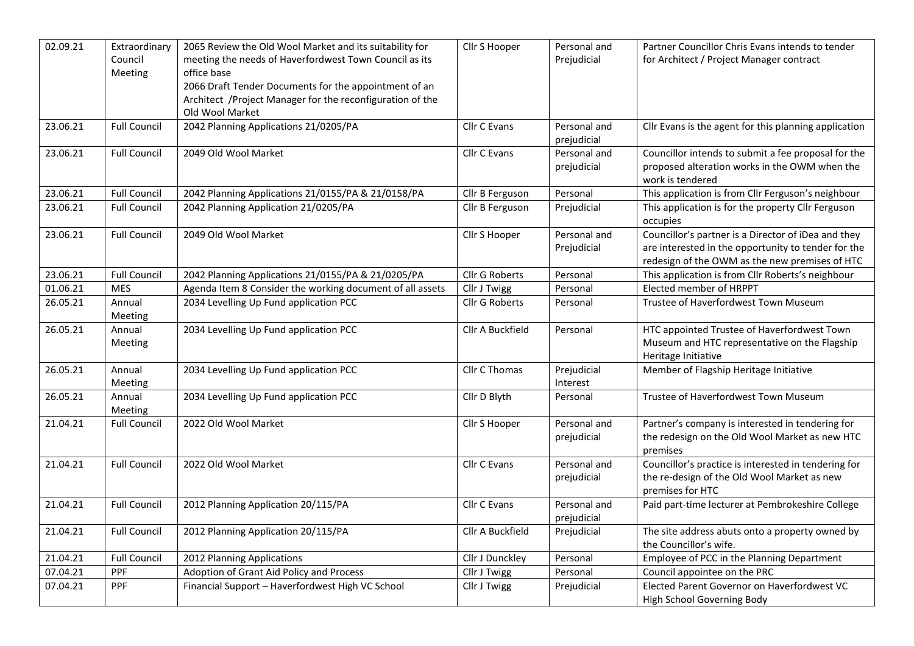| 02.09.21 | Extraordinary Council Meeting | 2065 Review the Old Wool Market and its suitability for meeting the needs of Haverfordwest Town Council as its office base<br>2066 Draft Tender Documents for the appointment of an Architect /Project Manager for the reconfiguration of the Old Wool Market | Cllr S Hooper | Personal and Prejudicial | Partner Councillor Chris Evans intends to tender for Architect / Project Manager contract |
|---|---|---|---|---|---|
| 23.06.21 | Full Council | 2042 Planning Applications 21/0205/PA | Cllr C Evans | Personal and prejudicial | Cllr Evans is the agent for this planning application |
| 23.06.21 | Full Council | 2049 Old Wool Market | Cllr C Evans | Personal and prejudicial | Councillor intends to submit a fee proposal for the proposed alteration works in the OWM when the work is tendered |
| 23.06.21 | Full Council | 2042 Planning Applications 21/0155/PA & 21/0158/PA | Cllr B Ferguson | Personal | This application is from Cllr Ferguson's neighbour |
| 23.06.21 | Full Council | 2042 Planning Application 21/0205/PA | Cllr B Ferguson | Prejudicial | This application is for the property Cllr Ferguson occupies |
| 23.06.21 | Full Council | 2049 Old Wool Market | Cllr S Hooper | Personal and Prejudicial | Councillor's partner is a Director of iDea and they are interested in the opportunity to tender for the redesign of the OWM as the new premises of HTC |
| 23.06.21 | Full Council | 2042 Planning Applications 21/0155/PA & 21/0205/PA | Cllr G Roberts | Personal | This application is from Cllr Roberts's neighbour |
| 01.06.21 | MES | Agenda Item 8 Consider the working document of all assets | Cllr J Twigg | Personal | Elected member of HRPPT |
| 26.05.21 | Annual Meeting | 2034 Levelling Up Fund application PCC | Cllr G Roberts | Personal | Trustee of Haverfordwest Town Museum |
| 26.05.21 | Annual Meeting | 2034 Levelling Up Fund application PCC | Cllr A Buckfield | Personal | HTC appointed Trustee of Haverfordwest Town Museum and HTC representative on the Flagship Heritage Initiative |
| 26.05.21 | Annual Meeting | 2034 Levelling Up Fund application PCC | Cllr C Thomas | Prejudicial Interest | Member of Flagship Heritage Initiative |
| 26.05.21 | Annual Meeting | 2034 Levelling Up Fund application PCC | Cllr D Blyth | Personal | Trustee of Haverfordwest Town Museum |
| 21.04.21 | Full Council | 2022 Old Wool Market | Cllr S Hooper | Personal and prejudicial | Partner's company is interested in tendering for the redesign on the Old Wool Market as new HTC premises |
| 21.04.21 | Full Council | 2022 Old Wool Market | Cllr C Evans | Personal and prejudicial | Councillor's practice is interested in tendering for the re-design of the Old Wool Market as new premises for HTC |
| 21.04.21 | Full Council | 2012 Planning Application 20/115/PA | Cllr C Evans | Personal and prejudicial | Paid part-time lecturer at Pembrokeshire College |
| 21.04.21 | Full Council | 2012 Planning Application 20/115/PA | Cllr A Buckfield | Prejudicial | The site address abuts onto a property owned by the Councillor's wife. |
| 21.04.21 | Full Council | 2012 Planning Applications | Cllr J Dunckley | Personal | Employee of PCC in the Planning Department |
| 07.04.21 | PPF | Adoption of Grant Aid Policy and Process | Cllr J Twigg | Personal | Council appointee on the PRC |
| 07.04.21 | PPF | Financial Support – Haverfordwest High VC School | Cllr J Twigg | Prejudicial | Elected Parent Governor on Haverfordwest VC High School Governing Body |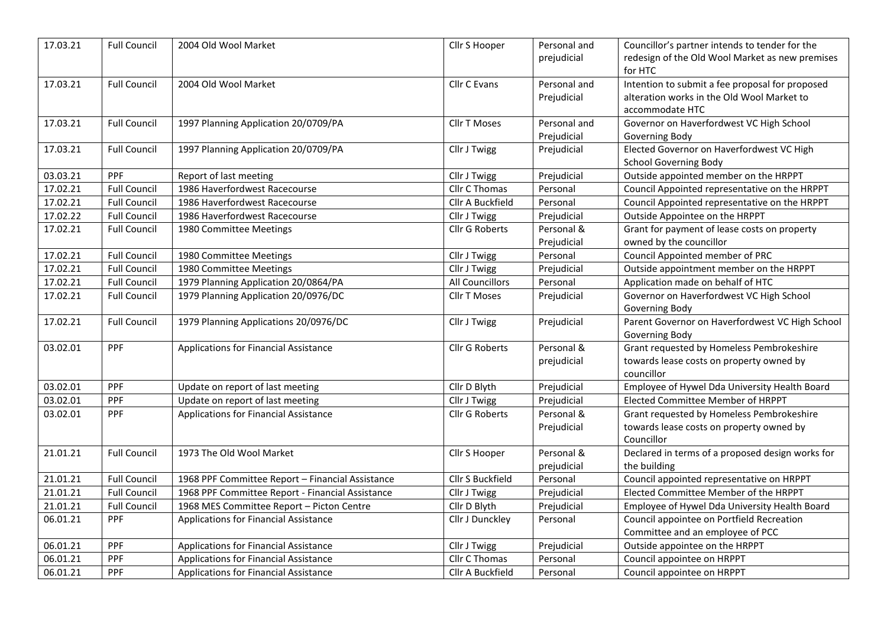| 17.03.21 | Full Council | 2004 Old Wool Market | Cllr S Hooper | Personal and prejudicial | Councillor's partner intends to tender for the redesign of the Old Wool Market as new premises for HTC |
|---|---|---|---|---|---|
| 17.03.21 | Full Council | 2004 Old Wool Market | Cllr C Evans | Personal and Prejudicial | Intention to submit a fee proposal for proposed alteration works in the Old Wool Market to accommodate HTC |
| 17.03.21 | Full Council | 1997 Planning Application 20/0709/PA | Cllr T Moses | Personal and Prejudicial | Governor on Haverfordwest VC High School Governing Body |
| 17.03.21 | Full Council | 1997 Planning Application 20/0709/PA | Cllr J Twigg | Prejudicial | Elected Governor on Haverfordwest VC High School Governing Body |
| 03.03.21 | PPF | Report of last meeting | Cllr J Twigg | Prejudicial | Outside appointed member on the HRPPT |
| 17.02.21 | Full Council | 1986 Haverfordwest Racecourse | Cllr C Thomas | Personal | Council Appointed representative on the HRPPT |
| 17.02.21 | Full Council | 1986 Haverfordwest Racecourse | Cllr A Buckfield | Personal | Council Appointed representative on the HRPPT |
| 17.02.22 | Full Council | 1986 Haverfordwest Racecourse | Cllr J Twigg | Prejudicial | Outside Appointee on the HRPPT |
| 17.02.21 | Full Council | 1980 Committee Meetings | Cllr G Roberts | Personal & Prejudicial | Grant for payment of lease costs on property owned by the councillor |
| 17.02.21 | Full Council | 1980 Committee Meetings | Cllr J Twigg | Personal | Council Appointed member of PRC |
| 17.02.21 | Full Council | 1980 Committee Meetings | Cllr J Twigg | Prejudicial | Outside appointment member on the HRPPT |
| 17.02.21 | Full Council | 1979 Planning Application 20/0864/PA | All Councillors | Personal | Application made on behalf of HTC |
| 17.02.21 | Full Council | 1979 Planning Application 20/0976/DC | Cllr T Moses | Prejudicial | Governor on Haverfordwest VC High School Governing Body |
| 17.02.21 | Full Council | 1979 Planning Applications 20/0976/DC | Cllr J Twigg | Prejudicial | Parent Governor on Haverfordwest VC High School Governing Body |
| 03.02.01 | PPF | Applications for Financial Assistance | Cllr G Roberts | Personal & prejudicial | Grant requested by Homeless Pembrokeshire towards lease costs on property owned by councillor |
| 03.02.01 | PPF | Update on report of last meeting | Cllr D Blyth | Prejudicial | Employee of Hywel Dda University Health Board |
| 03.02.01 | PPF | Update on report of last meeting | Cllr J Twigg | Prejudicial | Elected Committee Member of HRPPT |
| 03.02.01 | PPF | Applications for Financial Assistance | Cllr G Roberts | Personal & Prejudicial | Grant requested by Homeless Pembrokeshire towards lease costs on property owned by Councillor |
| 21.01.21 | Full Council | 1973 The Old Wool Market | Cllr S Hooper | Personal & prejudicial | Declared in terms of a proposed design works for the building |
| 21.01.21 | Full Council | 1968 PPF Committee Report – Financial Assistance | Cllr S Buckfield | Personal | Council appointed representative on HRPPT |
| 21.01.21 | Full Council | 1968 PPF Committee Report - Financial Assistance | Cllr J Twigg | Prejudicial | Elected Committee Member of the HRPPT |
| 21.01.21 | Full Council | 1968 MES Committee Report – Picton Centre | Cllr D Blyth | Prejudicial | Employee of Hywel Dda University Health Board |
| 06.01.21 | PPF | Applications for Financial Assistance | Cllr J Dunckley | Personal | Council appointee on Portfield Recreation Committee and an employee of PCC |
| 06.01.21 | PPF | Applications for Financial Assistance | Cllr J Twigg | Prejudicial | Outside appointee on the HRPPT |
| 06.01.21 | PPF | Applications for Financial Assistance | Cllr C Thomas | Personal | Council appointee on HRPPT |
| 06.01.21 | PPF | Applications for Financial Assistance | Cllr A Buckfield | Personal | Council appointee on HRPPT |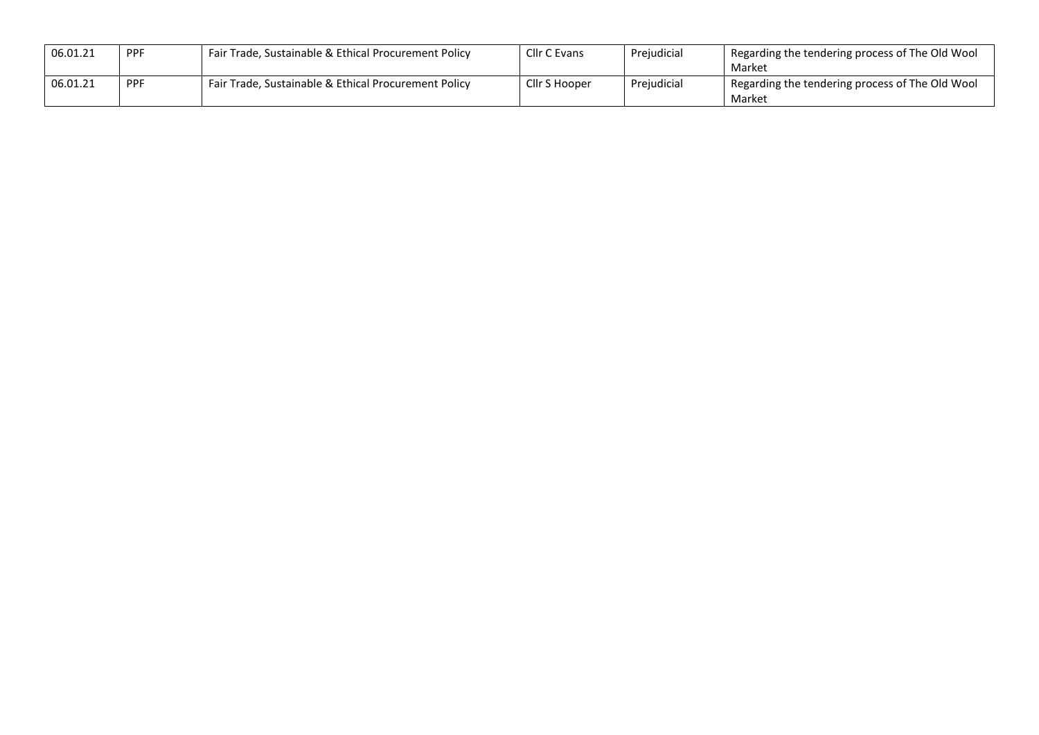| | | | | | |
|---|---|---|---|---|---|
| 06.01.21 | PPF | Fair Trade, Sustainable & Ethical Procurement Policy | Cllr C Evans | Prejudicial | Regarding the tendering process of The Old Wool Market |
| 06.01.21 | PPF | Fair Trade, Sustainable & Ethical Procurement Policy | Cllr S Hooper | Prejudicial | Regarding the tendering process of The Old Wool Market |